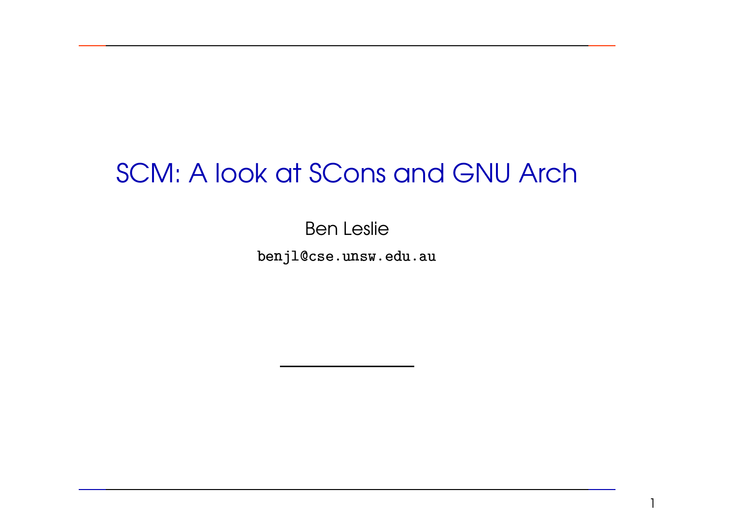# SCM: A look at SCons and GNU Arch

Ben Leslie

`benjl@cse.unsw.edu.au`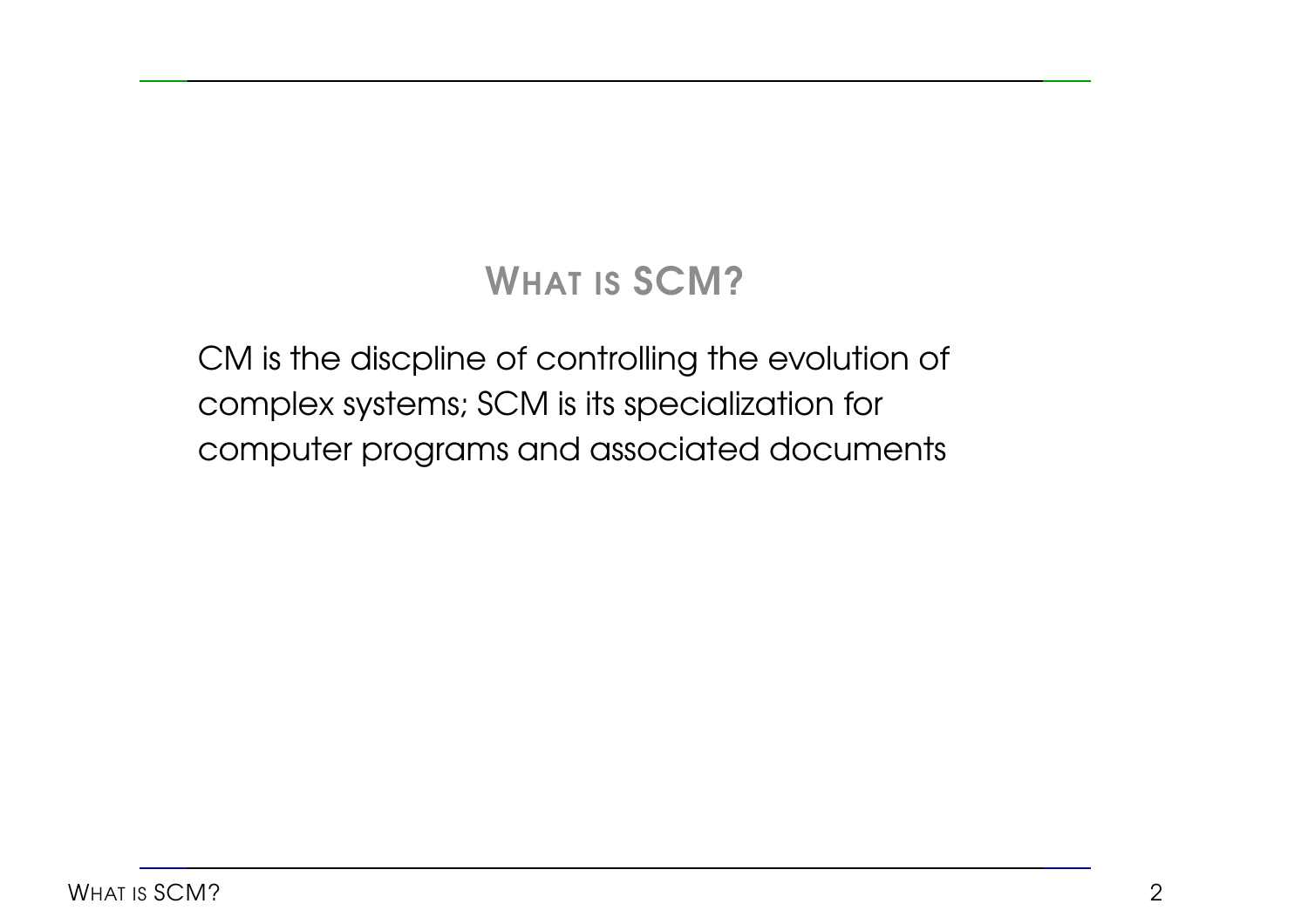# What is SCM?

CM is the discpline of controlling the evolution of complex systems; SCM is its specialization for computer programs and associated documents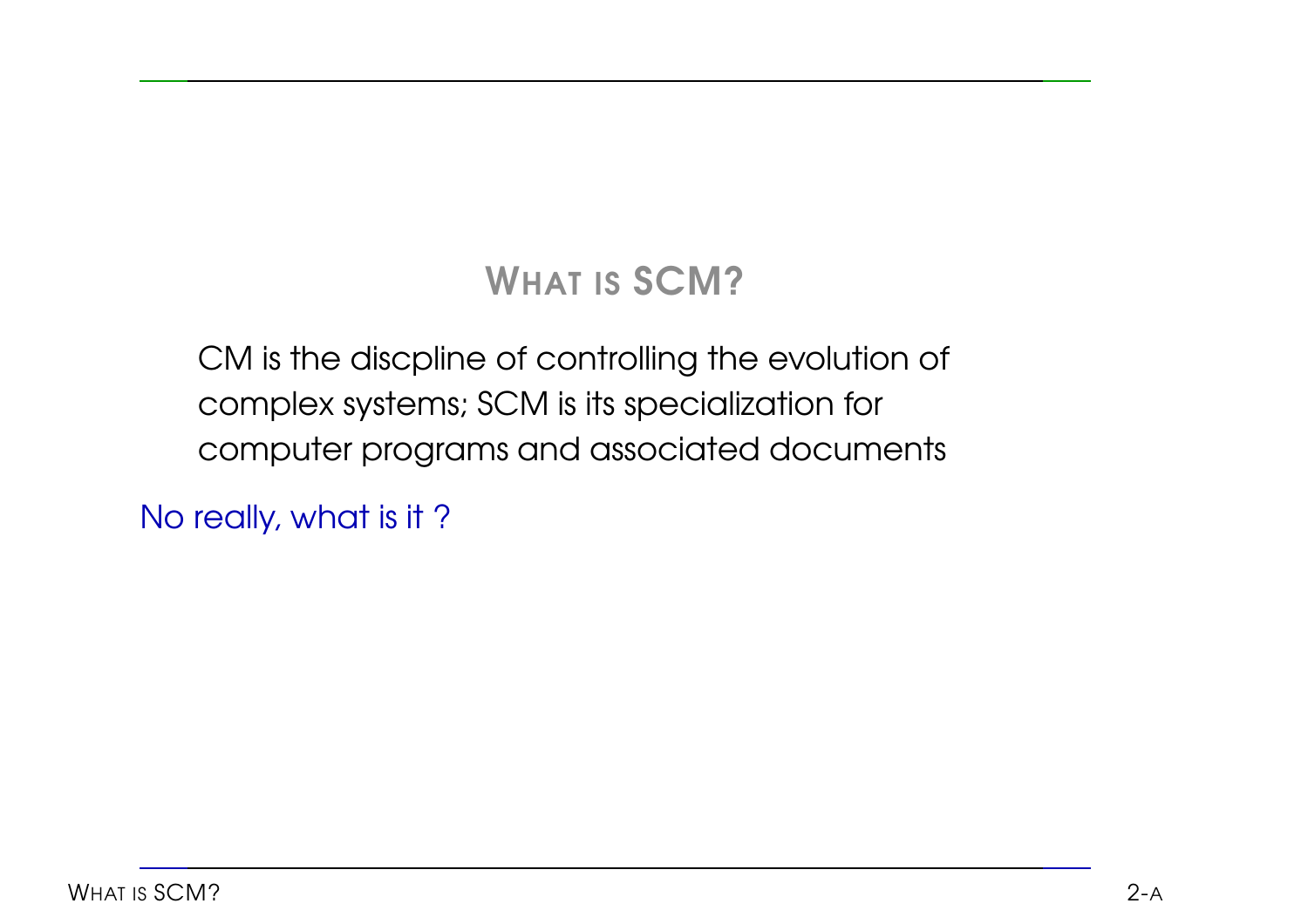# What is SCM?

> CM is the discpline of controlling the evolution of complex systems; SCM is its specialization for computer programs and associated documents

No really, what is it ?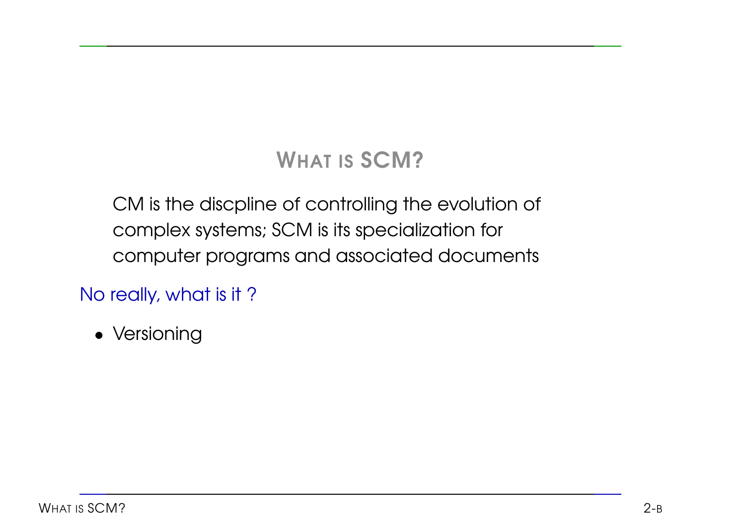# What is SCM?

> CM is the discpline of controlling the evolution of complex systems; SCM is its specialization for computer programs and associated documents

No really, what is it ?

- Versioning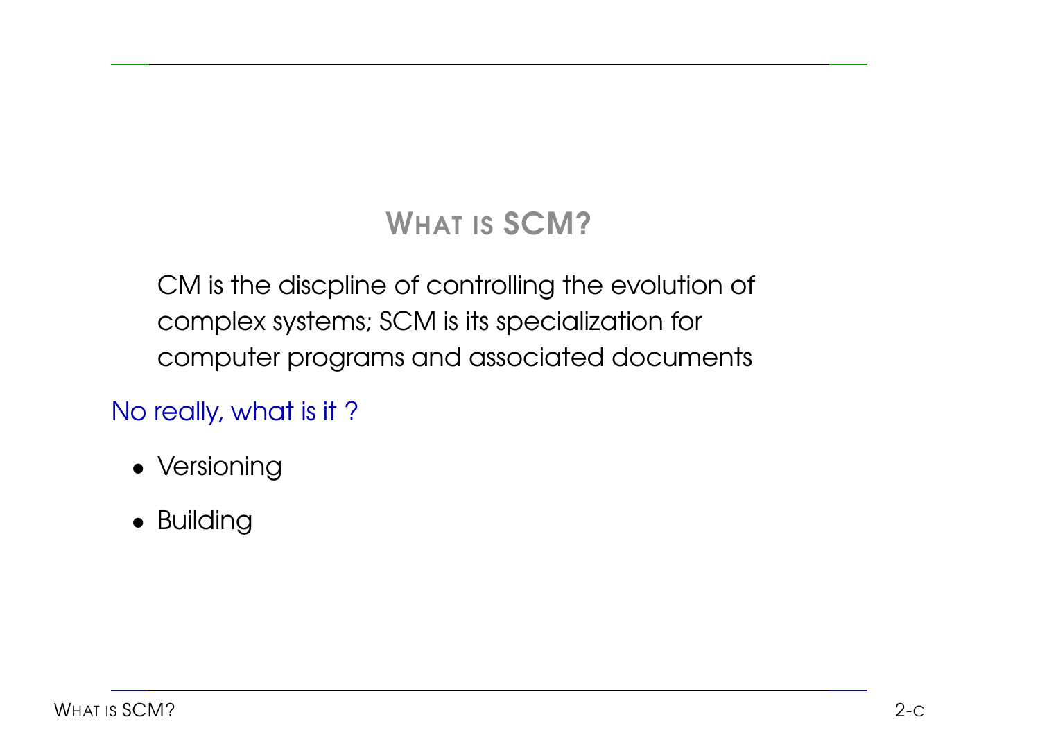# WHAT IS SCM?

CM is the discpline of controlling the evolution of complex systems; SCM is its specialization for computer programs and associated documents

No really, what is it ?

- Versioning
- Building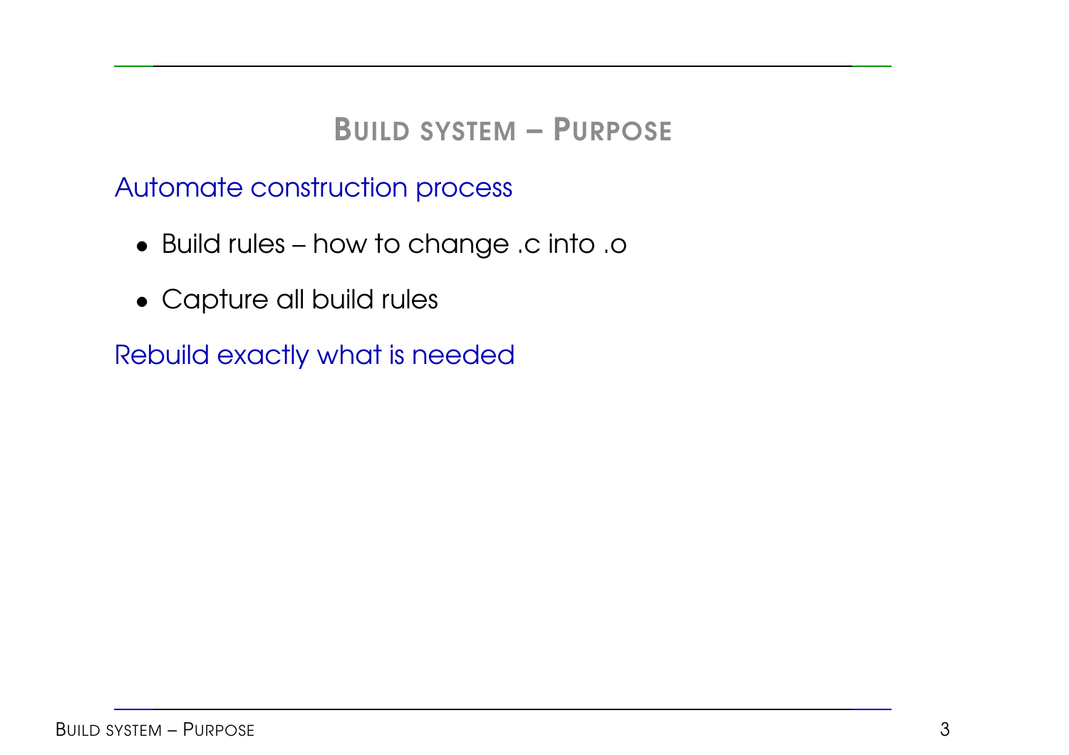# Build system – Purpose

Automate construction process

- Build rules – how to change .c into .o
- Capture all build rules

Rebuild exactly what is needed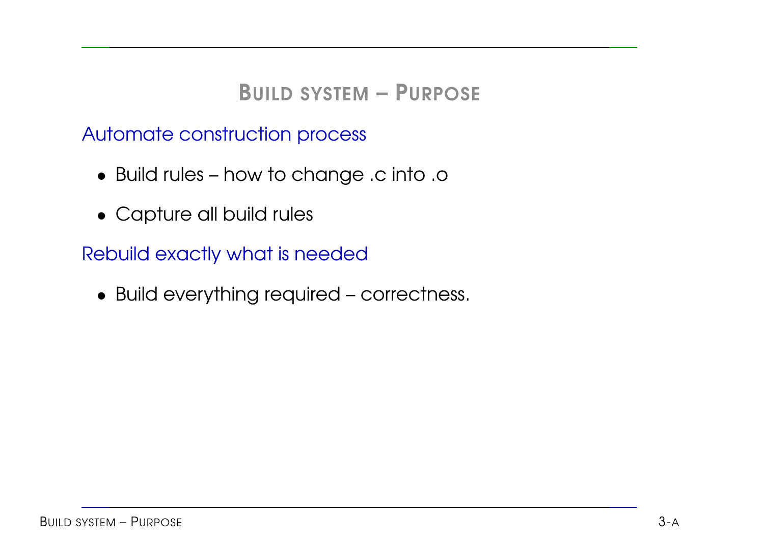## Build system – Purpose

### Automate construction process

- Build rules – how to change .c into .o
- Capture all build rules

### Rebuild exactly what is needed

- Build everything required – correctness.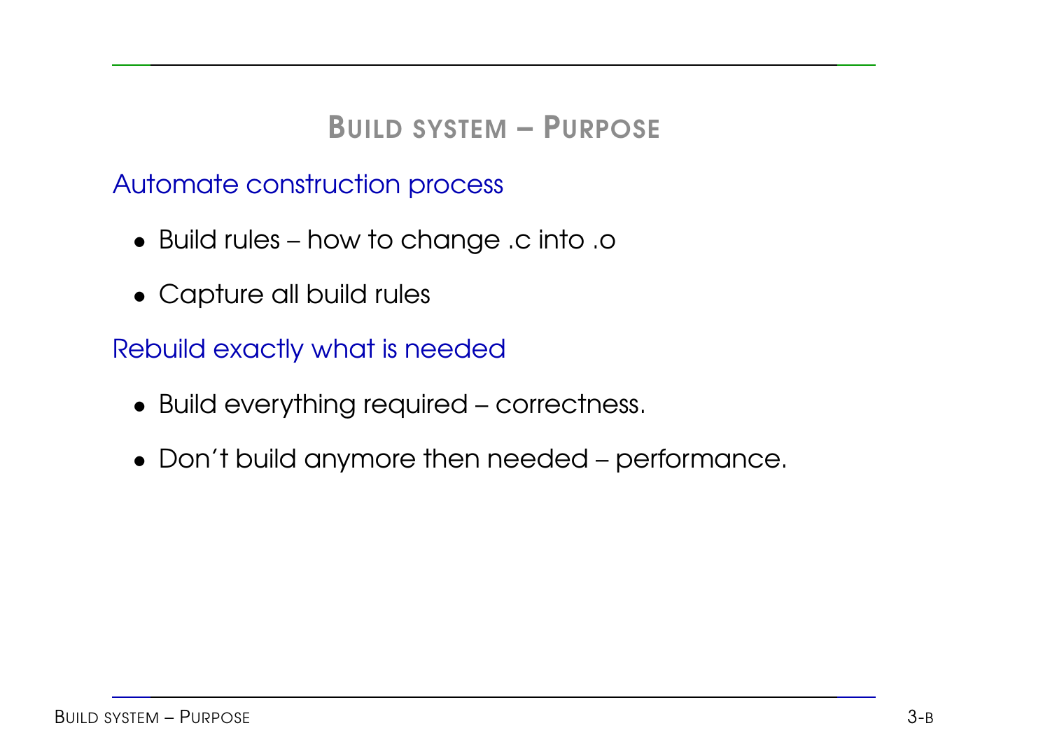# Build system – Purpose

Automate construction process

- Build rules – how to change .c into .o
- Capture all build rules

Rebuild exactly what is needed

- Build everything required – correctness.
- Don't build anymore then needed – performance.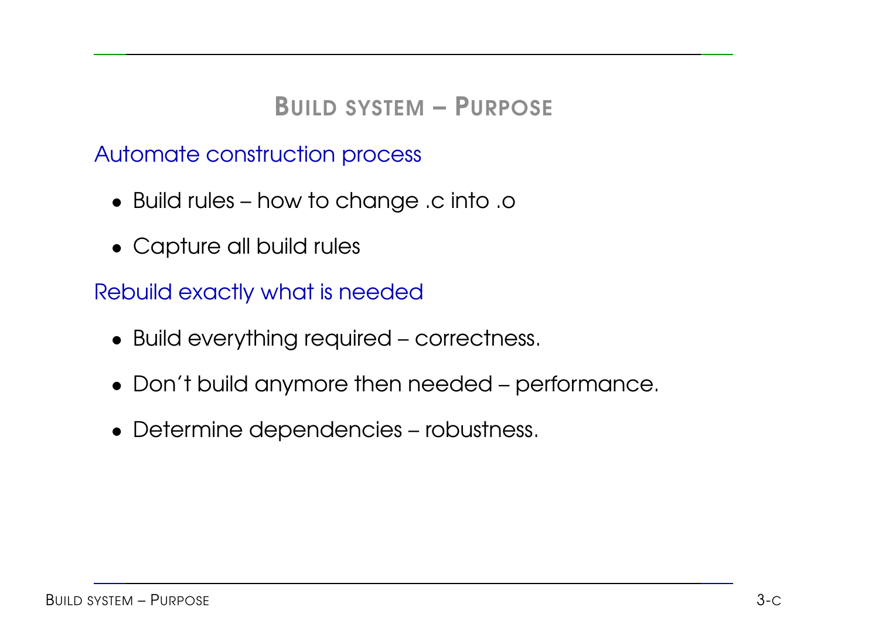# Build system – Purpose

## Automate construction process

- Build rules – how to change .c into .o
- Capture all build rules

## Rebuild exactly what is needed

- Build everything required – correctness.
- Don't build anymore then needed – performance.
- Determine dependencies – robustness.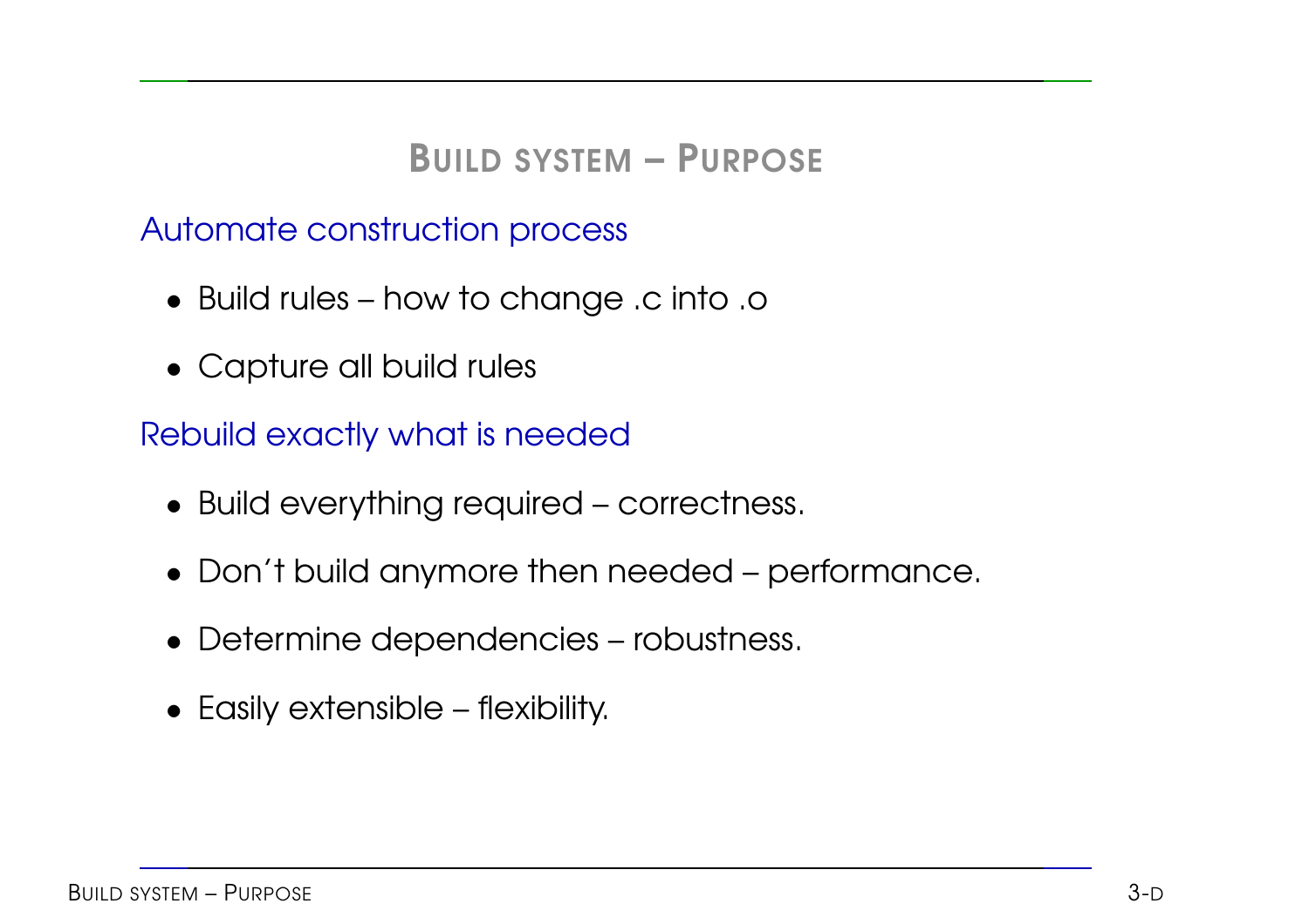# Build system – Purpose

## Automate construction process

- Build rules – how to change .c into .o
- Capture all build rules

## Rebuild exactly what is needed

- Build everything required – correctness.
- Don't build anymore then needed – performance.
- Determine dependencies – robustness.
- Easily extensible – flexibility.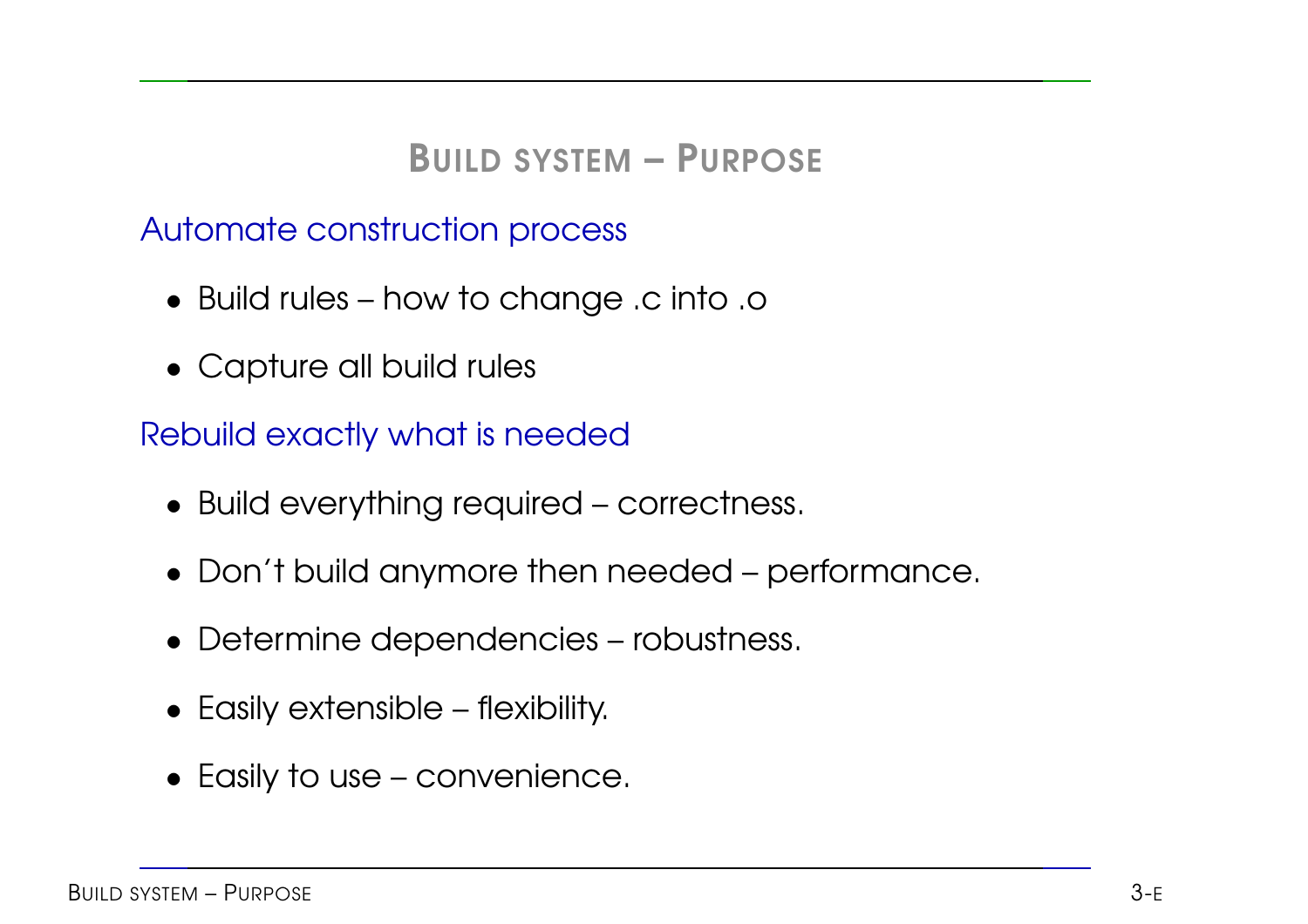# BUILD SYSTEM – PURPOSE

## Automate construction process

- Build rules – how to change .c into .o
- Capture all build rules

## Rebuild exactly what is needed

- Build everything required – correctness.
- Don't build anymore then needed – performance.
- Determine dependencies – robustness.
- Easily extensible – flexibility.
- Easily to use – convenience.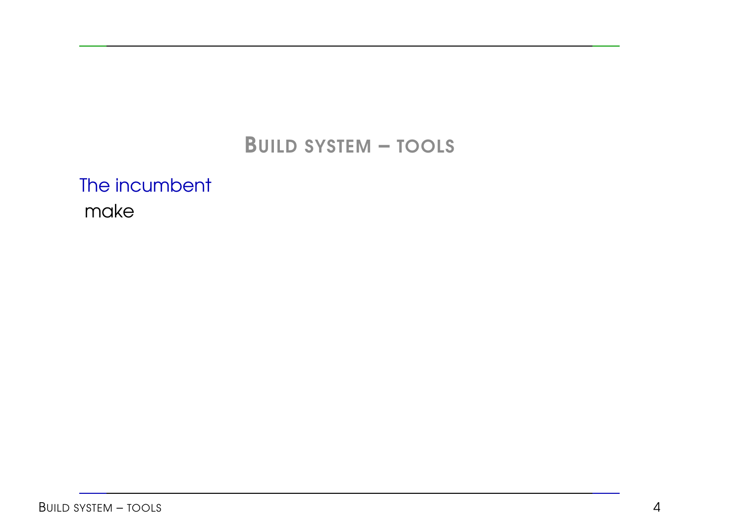# Build system – tools

**The incumbent**

make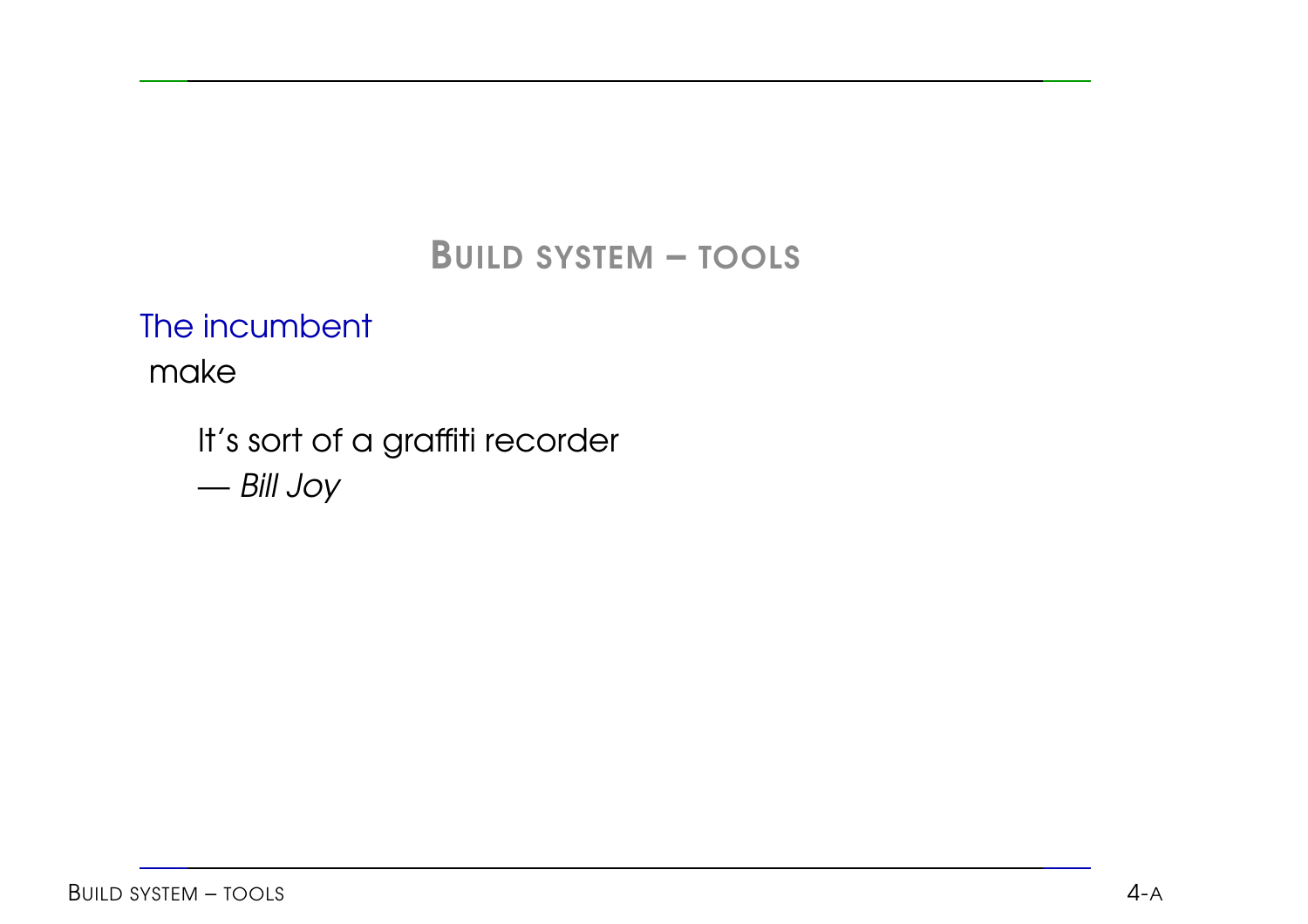## BUILD SYSTEM – TOOLS

### The incumbent

make

> It's sort of a graffiti recorder
>
> — *Bill Joy*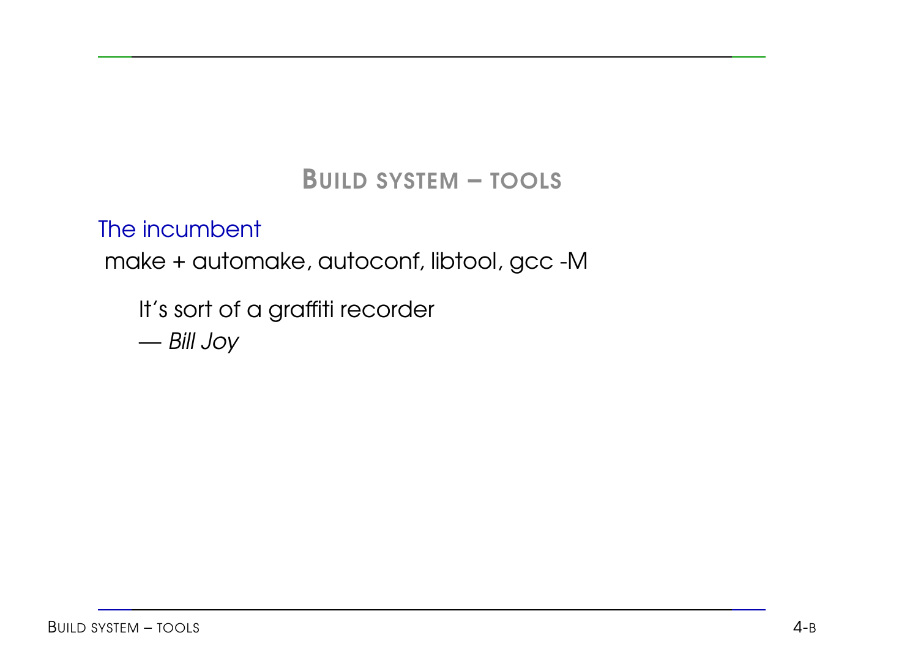## Build system – tools

The incumbent

make + automake, autoconf, libtool, gcc -M

> It's sort of a graffiti recorder
> — *Bill Joy*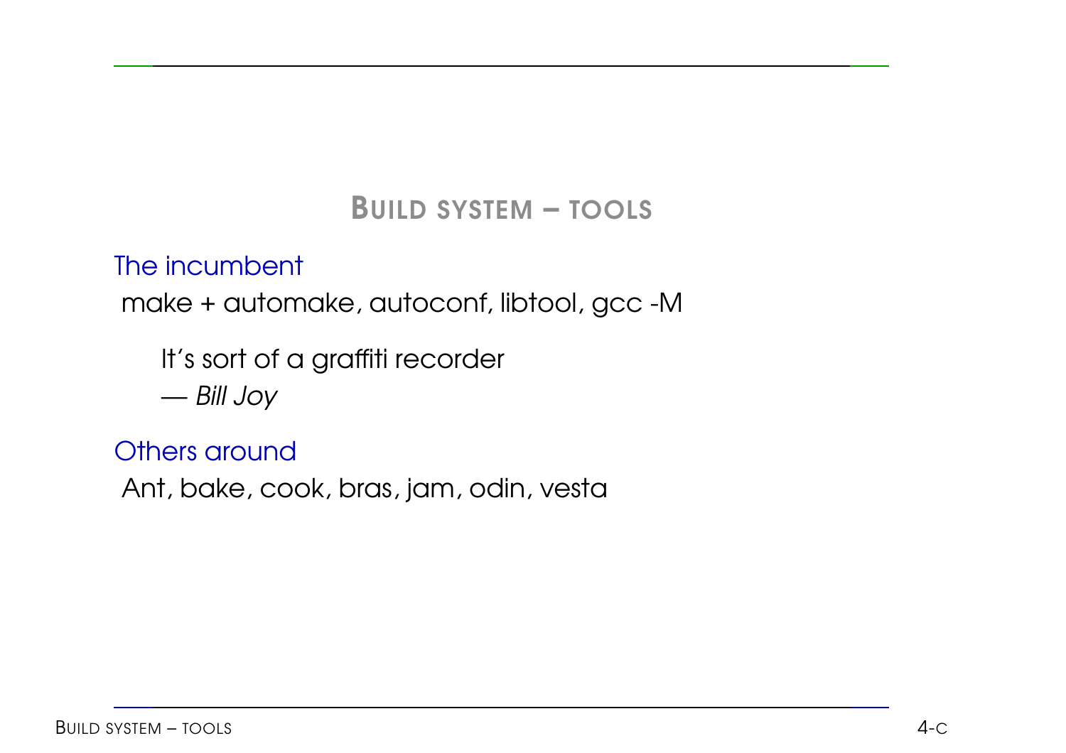## Build system – tools

**The incumbent**

make + automake, autoconf, libtool, gcc -M

> It's sort of a graffiti recorder
> — *Bill Joy*

**Others around**

Ant, bake, cook, bras, jam, odin, vesta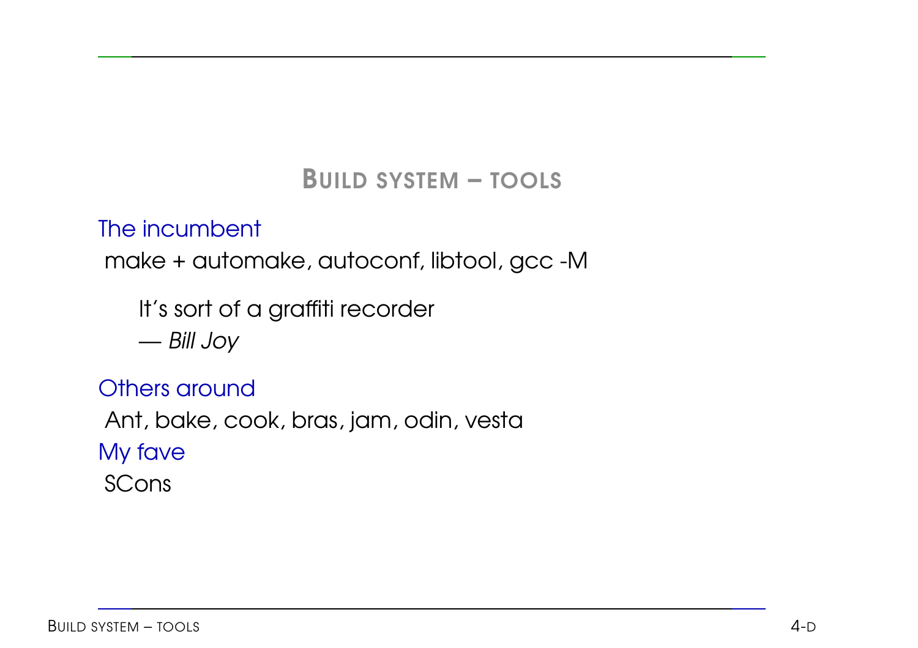# Build system – tools

**The incumbent**

make + automake, autoconf, libtool, gcc -M

> It's sort of a graffiti recorder
> — *Bill Joy*

**Others around**

Ant, bake, cook, bras, jam, odin, vesta

**My fave**

SCons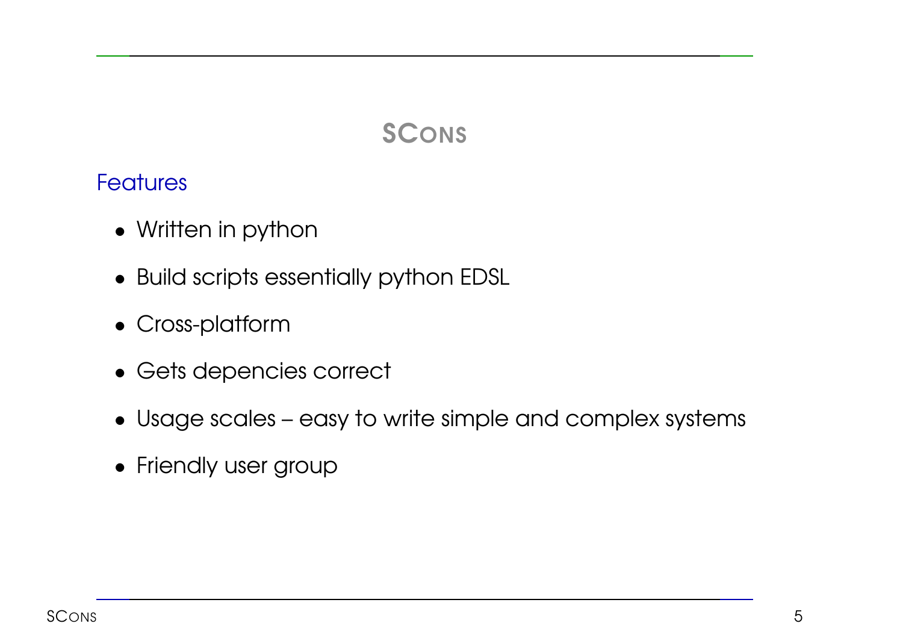# SCons

## Features

- Written in python
- Build scripts essentially python EDSL
- Cross-platform
- Gets depencies correct
- Usage scales – easy to write simple and complex systems
- Friendly user group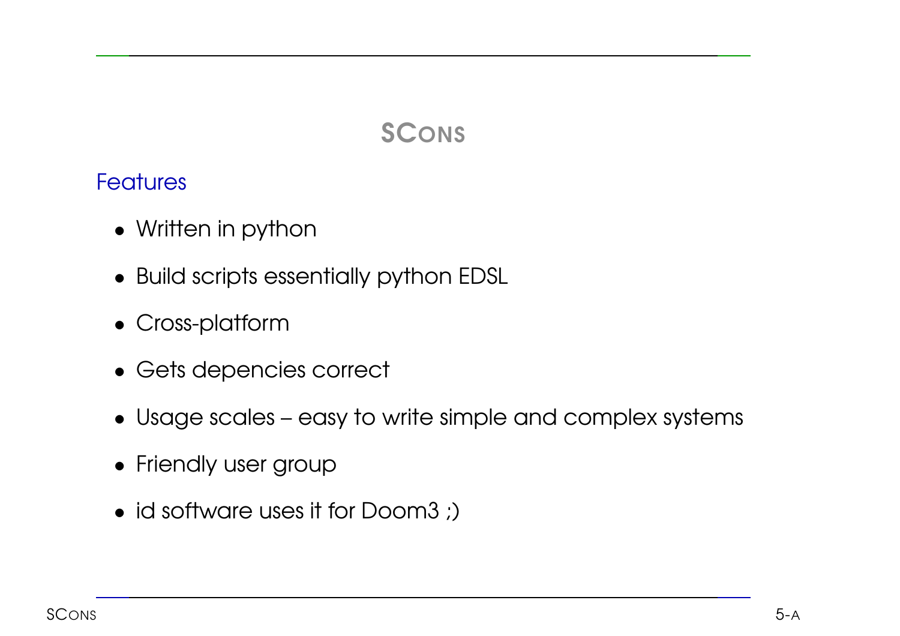# SCons

## Features

- Written in python
- Build scripts essentially python EDSL
- Cross-platform
- Gets depencies correct
- Usage scales – easy to write simple and complex systems
- Friendly user group
- id software uses it for Doom3 ;)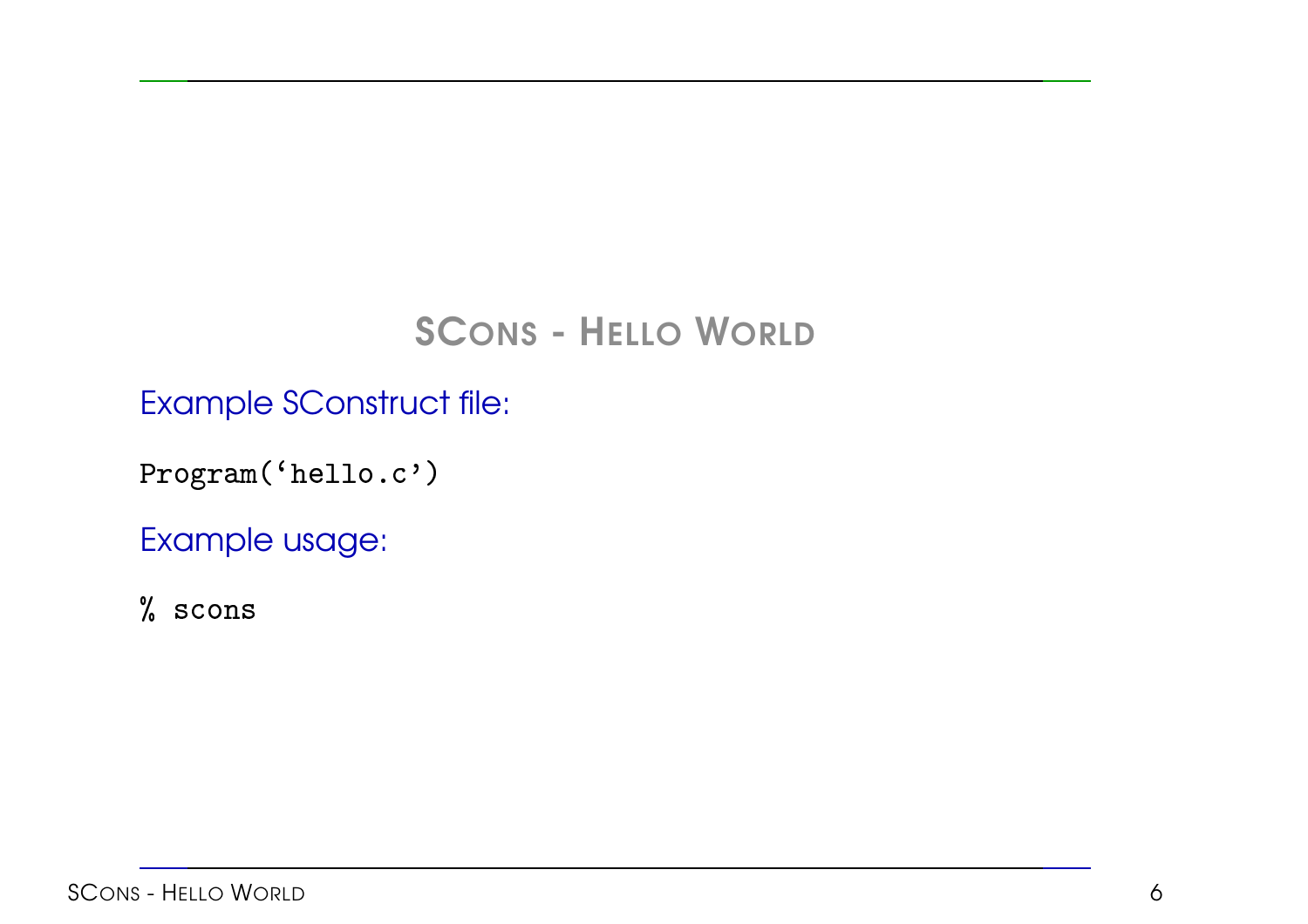## SCons - Hello World

Example SConstruct file:

```
Program('hello.c')
```

Example usage:

```
% scons
```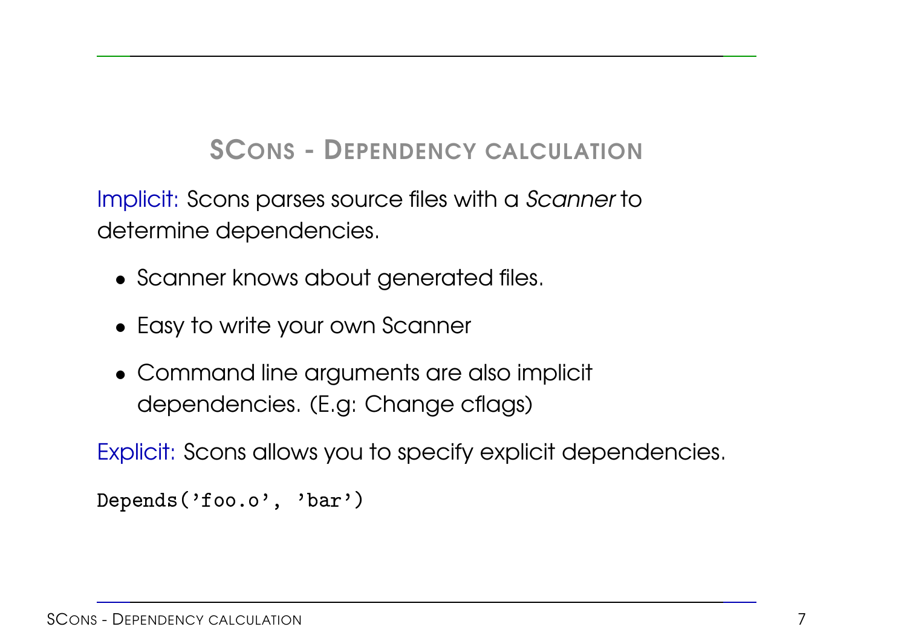## SCons - Dependency calculation

Implicit: Scons parses source files with a *Scanner* to determine dependencies.

- Scanner knows about generated files.
- Easy to write your own Scanner
- Command line arguments are also implicit dependencies. (E.g: Change cflags)

Explicit: Scons allows you to specify explicit dependencies.

```
Depends('foo.o', 'bar')
```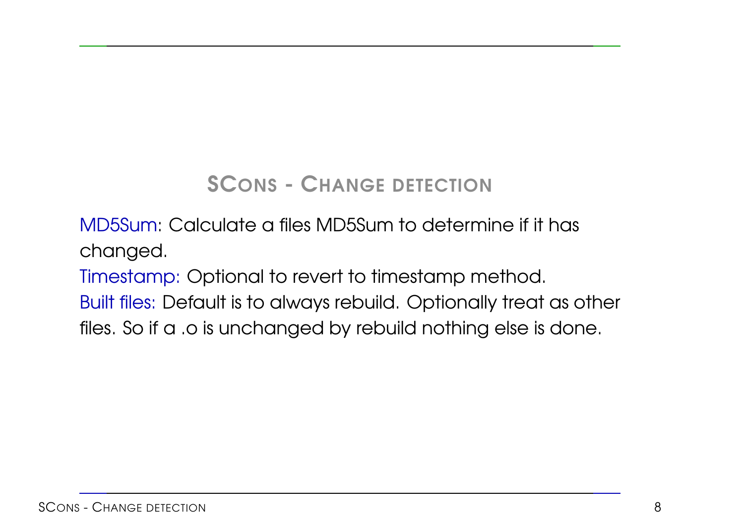## SCons - Change detection

MD5Sum: Calculate a files MD5Sum to determine if it has changed.

Timestamp: Optional to revert to timestamp method.

Built files: Default is to always rebuild. Optionally treat as other files. So if a .o is unchanged by rebuild nothing else is done.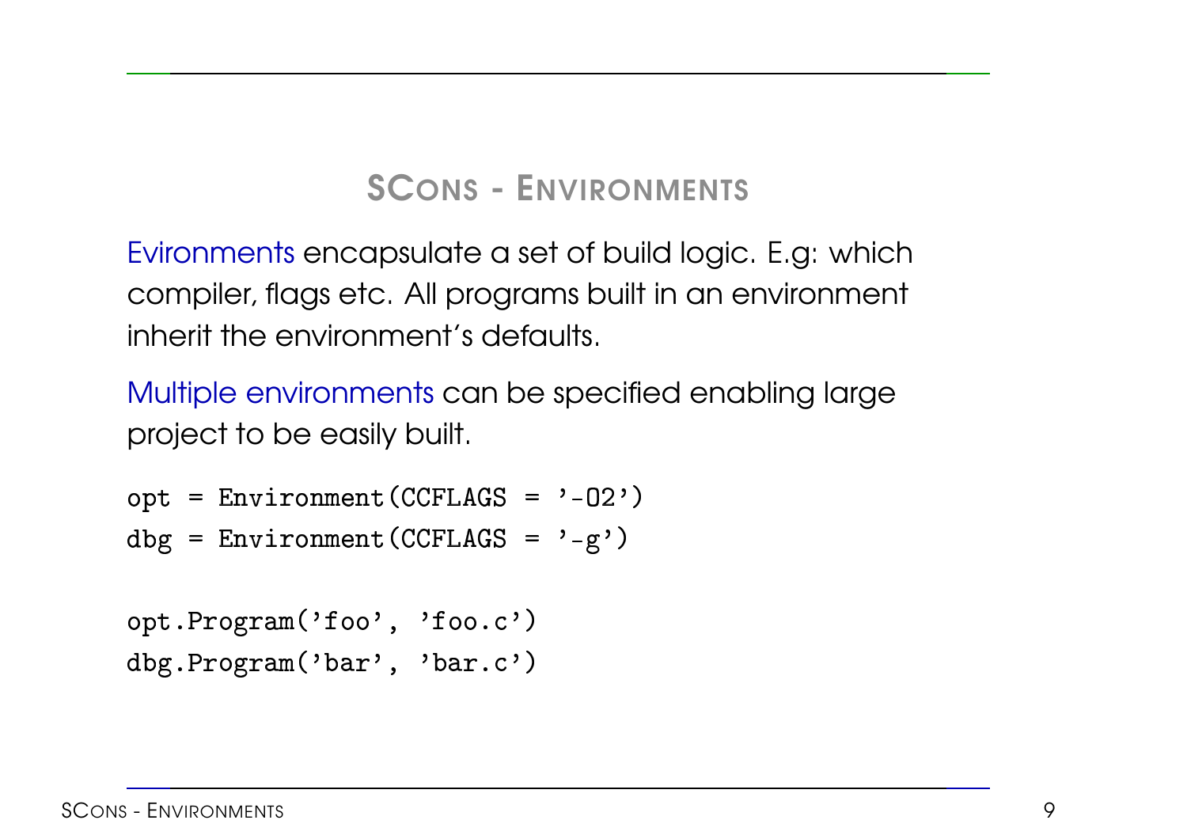## SCons - Environments

Evironments encapsulate a set of build logic. E.g: which compiler, flags etc. All programs built in an environment inherit the environment's defaults.

Multiple environments can be specified enabling large project to be easily built.

```
opt = Environment(CCFLAGS = '-O2')
dbg = Environment(CCFLAGS = '-g')

opt.Program('foo', 'foo.c')
dbg.Program('bar', 'bar.c')
```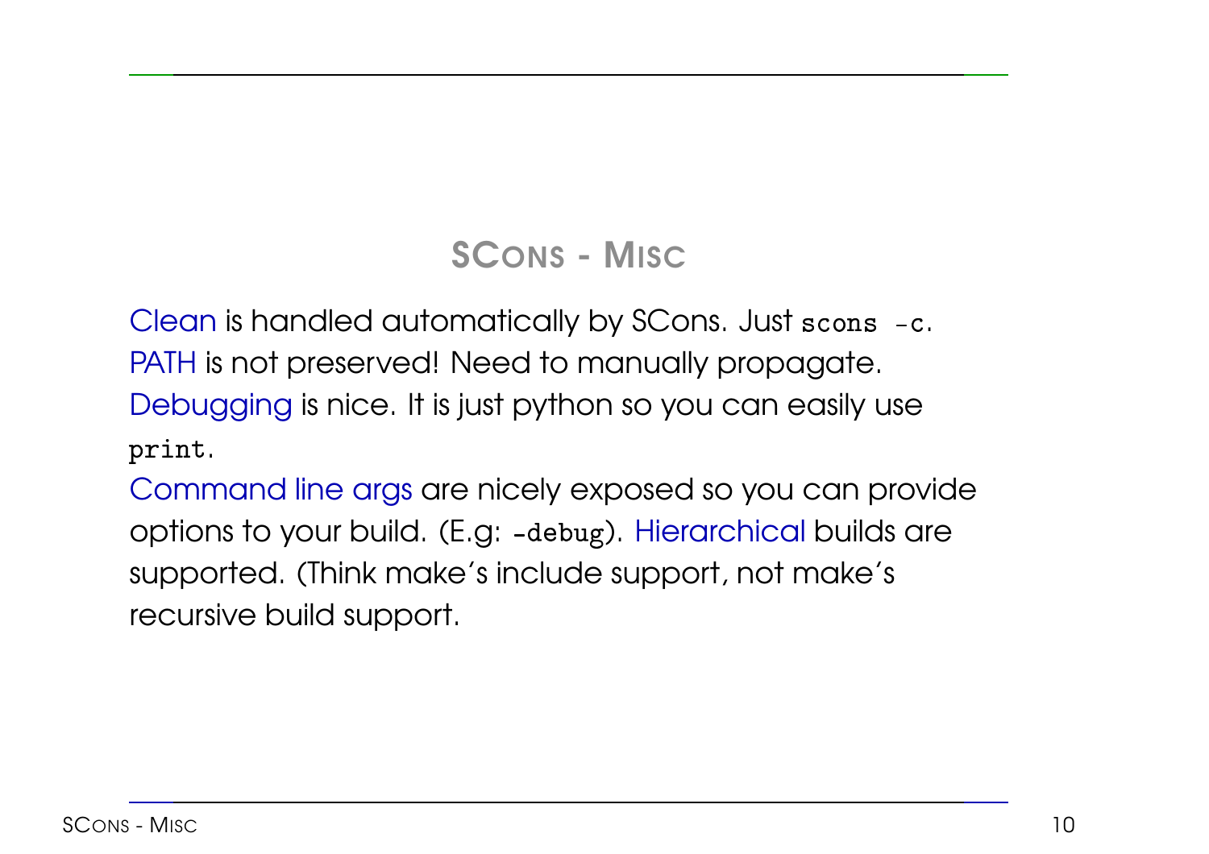## SCons - Misc

Clean is handled automatically by SCons. Just `scons -c`.
PATH is not preserved! Need to manually propagate.
Debugging is nice. It is just python so you can easily use `print`.
Command line args are nicely exposed so you can provide options to your build. (E.g: `-debug`). Hierarchical builds are supported. (Think make's include support, not make's recursive build support.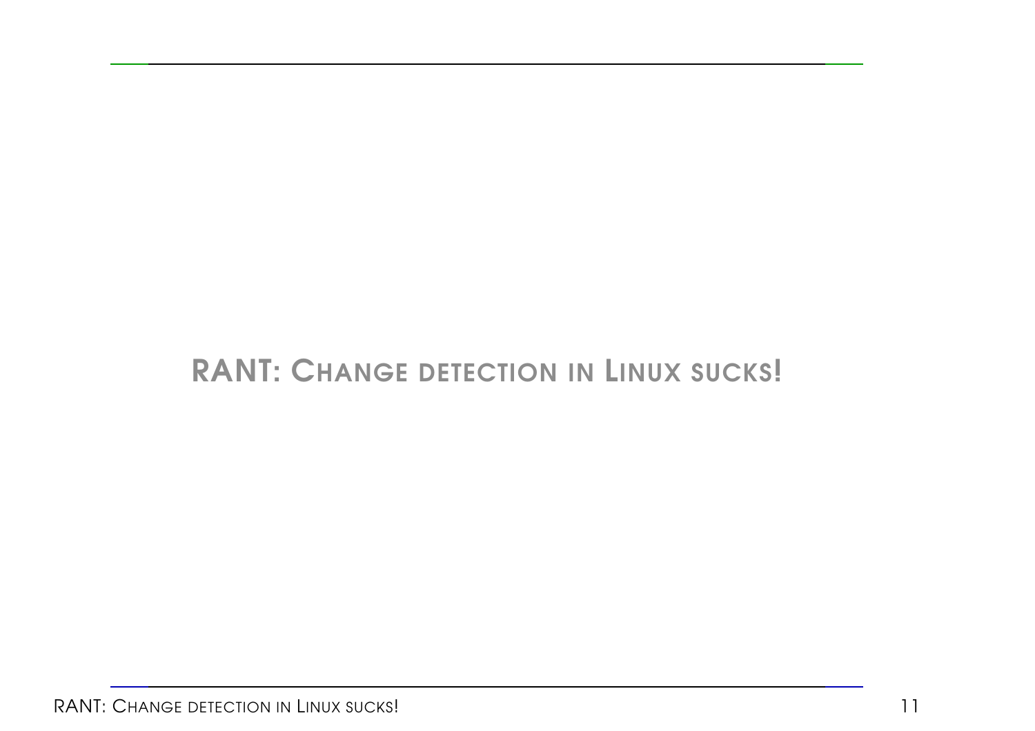# RANT: Change detection in Linux sucks!